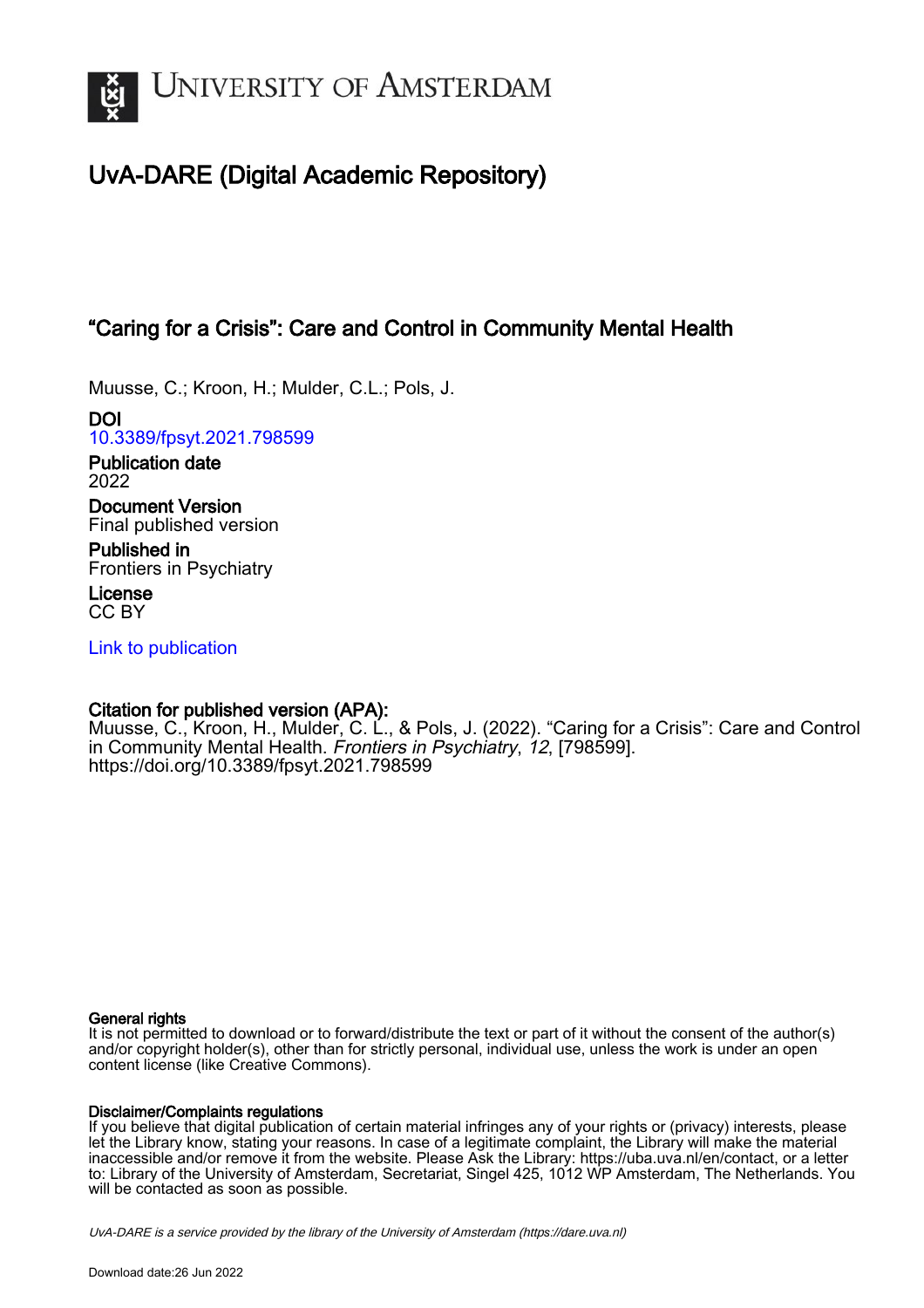UNIVERSITY OF AMSTERDAM

# UvA-DARE (Digital Academic Repository)

## "Caring for a Crisis": Care and Control in Community Mental Health

Muusse, C.; Kroon, H.; Mulder, C.L.; Pols, J.

**DOI**
10.3389/fpsyt.2021.798599

**Publication date**
2022

**Document Version**
Final published version

**Published in**
Frontiers in Psychiatry

**License**
CC BY

Link to publication

**Citation for published version (APA):**
Muusse, C., Kroon, H., Mulder, C. L., & Pols, J. (2022). "Caring for a Crisis": Care and Control in Community Mental Health. *Frontiers in Psychiatry*, *12*, [798599]. https://doi.org/10.3389/fpsyt.2021.798599

**General rights**
It is not permitted to download or to forward/distribute the text or part of it without the consent of the author(s) and/or copyright holder(s), other than for strictly personal, individual use, unless the work is under an open content license (like Creative Commons).

**Disclaimer/Complaints regulations**
If you believe that digital publication of certain material infringes any of your rights or (privacy) interests, please let the Library know, stating your reasons. In case of a legitimate complaint, the Library will make the material inaccessible and/or remove it from the website. Please Ask the Library: https://uba.uva.nl/en/contact, or a letter to: Library of the University of Amsterdam, Secretariat, Singel 425, 1012 WP Amsterdam, The Netherlands. You will be contacted as soon as possible.

UvA-DARE is a service provided by the library of the University of Amsterdam (https://dare.uva.nl)

Download date:26 Jun 2022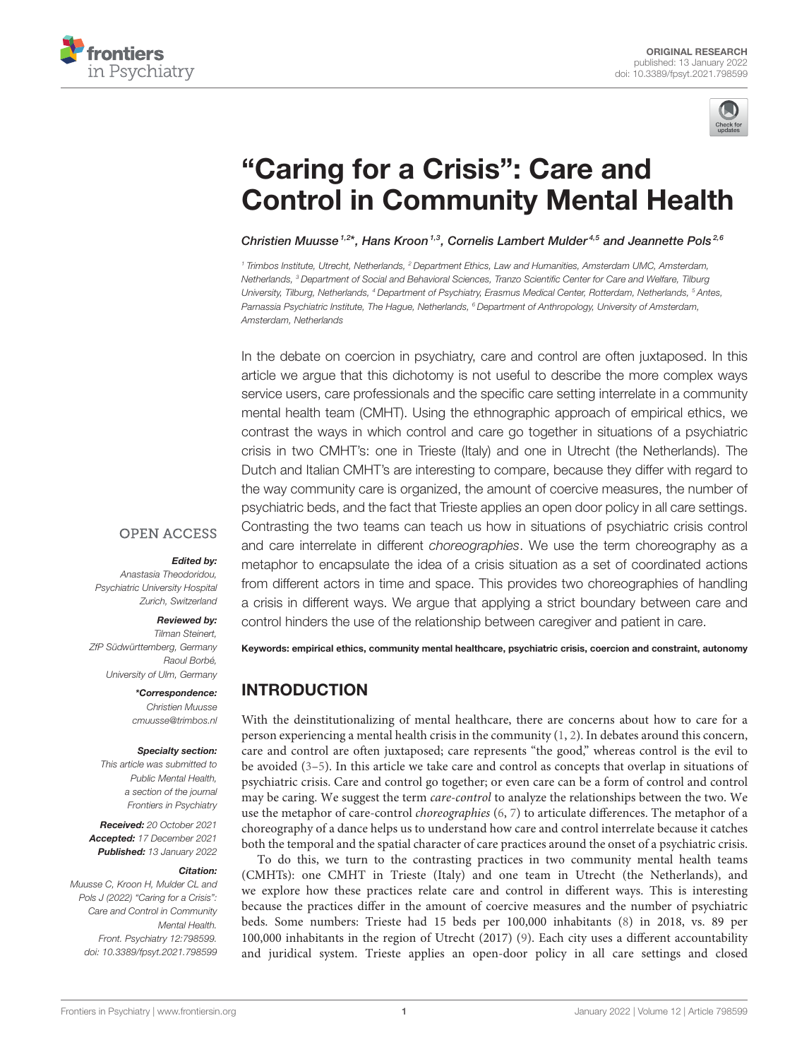# "Caring for a Crisis": Care and Control in Community Mental Health

*Christien Muusse[1,2]\*, Hans Kroon[1,3], Cornelis Lambert Mulder[4,5] and Jeannette Pols[2,6]*

[1] Trimbos Institute, Utrecht, Netherlands, [2] Department Ethics, Law and Humanities, Amsterdam UMC, Amsterdam, Netherlands, [3] Department of Social and Behavioral Sciences, Tranzo Scientific Center for Care and Welfare, Tilburg University, Tilburg, Netherlands, [4] Department of Psychiatry, Erasmus Medical Center, Rotterdam, Netherlands, [5] Antes, Parnassia Psychiatric Institute, The Hague, Netherlands, [6] Department of Anthropology, University of Amsterdam, Amsterdam, Netherlands

In the debate on coercion in psychiatry, care and control are often juxtaposed. In this article we argue that this dichotomy is not useful to describe the more complex ways service users, care professionals and the specific care setting interrelate in a community mental health team (CMHT). Using the ethnographic approach of empirical ethics, we contrast the ways in which control and care go together in situations of a psychiatric crisis in two CMHT's: one in Trieste (Italy) and one in Utrecht (the Netherlands). The Dutch and Italian CMHT's are interesting to compare, because they differ with regard to the way community care is organized, the amount of coercive measures, the number of psychiatric beds, and the fact that Trieste applies an open door policy in all care settings. Contrasting the two teams can teach us how in situations of psychiatric crisis control and care interrelate in different *choreographies*. We use the term choreography as a metaphor to encapsulate the idea of a crisis situation as a set of coordinated actions from different actors in time and space. This provides two choreographies of handling a crisis in different ways. We argue that applying a strict boundary between care and control hinders the use of the relationship between caregiver and patient in care.

**Keywords: empirical ethics, community mental healthcare, psychiatric crisis, coercion and constraint, autonomy**

OPEN ACCESS

***Edited by:***
Anastasia Theodoridou,
Psychiatric University Hospital Zurich, Switzerland

***Reviewed by:***
Tilman Steinert,
ZfP Südwürttemberg, Germany
Raoul Borbé,
University of Ulm, Germany

***\*Correspondence:***
Christien Muusse
cmuusse@trimbos.nl

***Specialty section:***
This article was submitted to Public Mental Health, a section of the journal Frontiers in Psychiatry

***Received:*** 20 October 2021
***Accepted:*** 17 December 2021
***Published:*** 13 January 2022

***Citation:***
Muusse C, Kroon H, Mulder CL and Pols J (2022) "Caring for a Crisis": Care and Control in Community Mental Health. Front. Psychiatry 12:798599. doi: 10.3389/fpsyt.2021.798599

## INTRODUCTION

With the deinstitutionalizing of mental healthcare, there are concerns about how to care for a person experiencing a mental health crisis in the community (1, 2). In debates around this concern, care and control are often juxtaposed; care represents "the good," whereas control is the evil to be avoided (3–5). In this article we take care and control as concepts that overlap in situations of psychiatric crisis. Care and control go together; or even care can be a form of control and control may be caring. We suggest the term *care-control* to analyze the relationships between the two. We use the metaphor of care-control *choreographies* (6, 7) to articulate differences. The metaphor of a choreography of a dance helps us to understand how care and control interrelate because it catches both the temporal and the spatial character of care practices around the onset of a psychiatric crisis.

To do this, we turn to the contrasting practices in two community mental health teams (CMHTs): one CMHT in Trieste (Italy) and one team in Utrecht (the Netherlands), and we explore how these practices relate care and control in different ways. This is interesting because the practices differ in the amount of coercive measures and the number of psychiatric beds. Some numbers: Trieste had 15 beds per 100,000 inhabitants (8) in 2018, vs. 89 per 100,000 inhabitants in the region of Utrecht (2017) (9). Each city uses a different accountability and juridical system. Trieste applies an open-door policy in all care settings and closed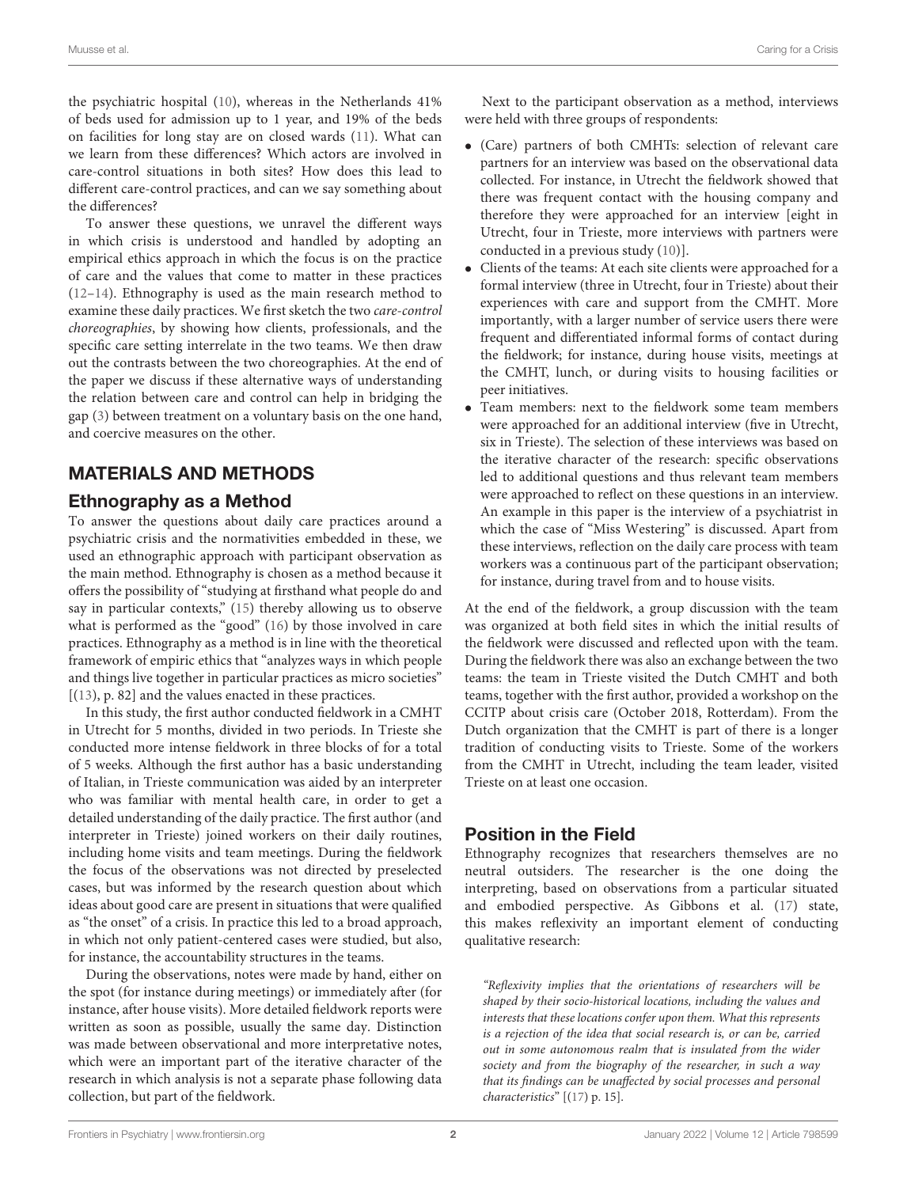the psychiatric hospital (10), whereas in the Netherlands 41% of beds used for admission up to 1 year, and 19% of the beds on facilities for long stay are on closed wards (11). What can we learn from these differences? Which actors are involved in care-control situations in both sites? How does this lead to different care-control practices, and can we say something about the differences?

To answer these questions, we unravel the different ways in which crisis is understood and handled by adopting an empirical ethics approach in which the focus is on the practice of care and the values that come to matter in these practices (12–14). Ethnography is used as the main research method to examine these daily practices. We first sketch the two *care-control choreographies*, by showing how clients, professionals, and the specific care setting interrelate in the two teams. We then draw out the contrasts between the two choreographies. At the end of the paper we discuss if these alternative ways of understanding the relation between care and control can help in bridging the gap (3) between treatment on a voluntary basis on the one hand, and coercive measures on the other.

## MATERIALS AND METHODS

### Ethnography as a Method

To answer the questions about daily care practices around a psychiatric crisis and the normativities embedded in these, we used an ethnographic approach with participant observation as the main method. Ethnography is chosen as a method because it offers the possibility of "studying at firsthand what people do and say in particular contexts," (15) thereby allowing us to observe what is performed as the "good" (16) by those involved in care practices. Ethnography as a method is in line with the theoretical framework of empiric ethics that "analyzes ways in which people and things live together in particular practices as micro societies" [(13), p. 82] and the values enacted in these practices.

In this study, the first author conducted fieldwork in a CMHT in Utrecht for 5 months, divided in two periods. In Trieste she conducted more intense fieldwork in three blocks of for a total of 5 weeks. Although the first author has a basic understanding of Italian, in Trieste communication was aided by an interpreter who was familiar with mental health care, in order to get a detailed understanding of the daily practice. The first author (and interpreter in Trieste) joined workers on their daily routines, including home visits and team meetings. During the fieldwork the focus of the observations was not directed by preselected cases, but was informed by the research question about which ideas about good care are present in situations that were qualified as "the onset" of a crisis. In practice this led to a broad approach, in which not only patient-centered cases were studied, but also, for instance, the accountability structures in the teams.

During the observations, notes were made by hand, either on the spot (for instance during meetings) or immediately after (for instance, after house visits). More detailed fieldwork reports were written as soon as possible, usually the same day. Distinction was made between observational and more interpretative notes, which were an important part of the iterative character of the research in which analysis is not a separate phase following data collection, but part of the fieldwork.

Next to the participant observation as a method, interviews were held with three groups of respondents:

- (Care) partners of both CMHTs: selection of relevant care partners for an interview was based on the observational data collected. For instance, in Utrecht the fieldwork showed that there was frequent contact with the housing company and therefore they were approached for an interview [eight in Utrecht, four in Trieste, more interviews with partners were conducted in a previous study (10)].
- Clients of the teams: At each site clients were approached for a formal interview (three in Utrecht, four in Trieste) about their experiences with care and support from the CMHT. More importantly, with a larger number of service users there were frequent and differentiated informal forms of contact during the fieldwork; for instance, during house visits, meetings at the CMHT, lunch, or during visits to housing facilities or peer initiatives.
- Team members: next to the fieldwork some team members were approached for an additional interview (five in Utrecht, six in Trieste). The selection of these interviews was based on the iterative character of the research: specific observations led to additional questions and thus relevant team members were approached to reflect on these questions in an interview. An example in this paper is the interview of a psychiatrist in which the case of "Miss Westering" is discussed. Apart from these interviews, reflection on the daily care process with team workers was a continuous part of the participant observation; for instance, during travel from and to house visits.

At the end of the fieldwork, a group discussion with the team was organized at both field sites in which the initial results of the fieldwork were discussed and reflected upon with the team. During the fieldwork there was also an exchange between the two teams: the team in Trieste visited the Dutch CMHT and both teams, together with the first author, provided a workshop on the CCITP about crisis care (October 2018, Rotterdam). From the Dutch organization that the CMHT is part of there is a longer tradition of conducting visits to Trieste. Some of the workers from the CMHT in Utrecht, including the team leader, visited Trieste on at least one occasion.

### Position in the Field

Ethnography recognizes that researchers themselves are no neutral outsiders. The researcher is the one doing the interpreting, based on observations from a particular situated and embodied perspective. As Gibbons et al. (17) state, this makes reflexivity an important element of conducting qualitative research:

> *"Reflexivity implies that the orientations of researchers will be shaped by their socio-historical locations, including the values and interests that these locations confer upon them. What this represents is a rejection of the idea that social research is, or can be, carried out in some autonomous realm that is insulated from the wider society and from the biography of the researcher, in such a way that its findings can be unaffected by social processes and personal characteristics"* [(17) p. 15].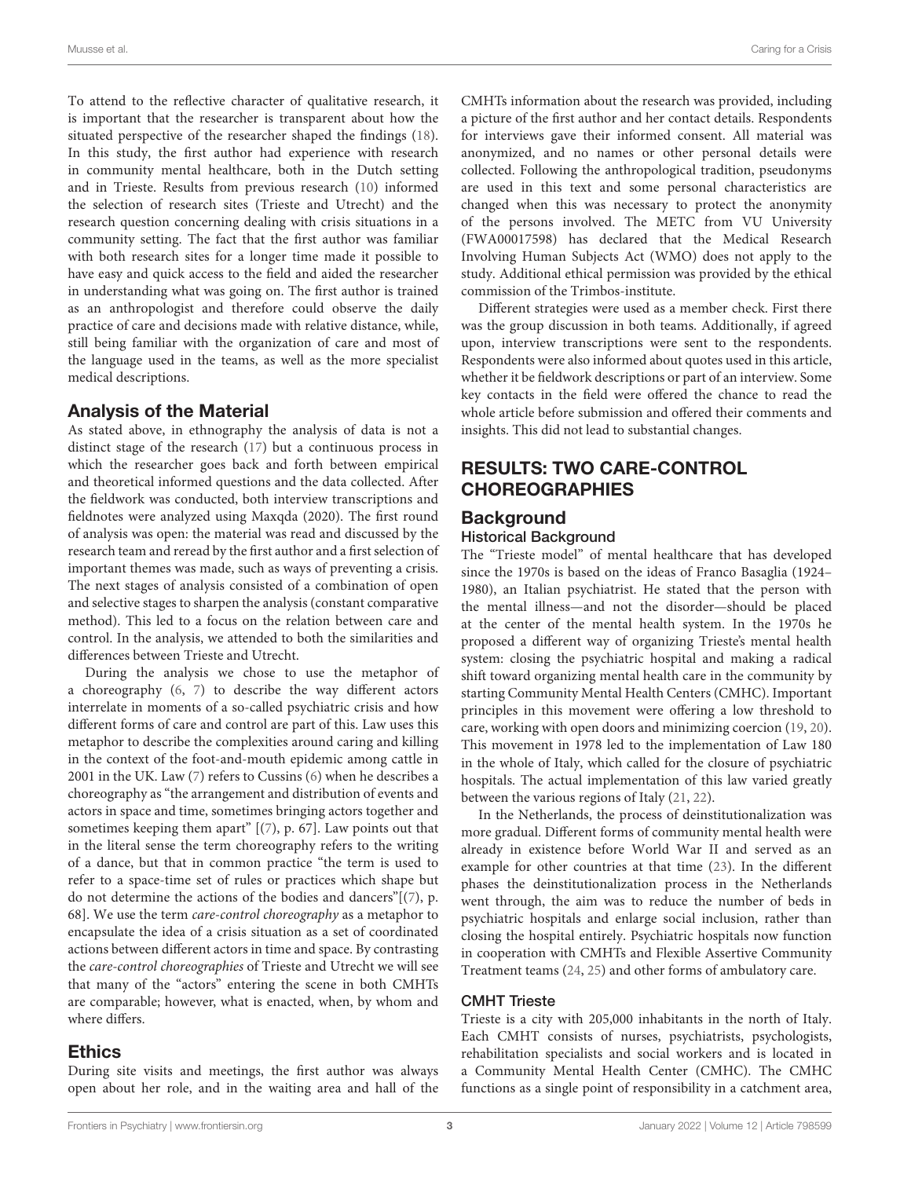To attend to the reflective character of qualitative research, it is important that the researcher is transparent about how the situated perspective of the researcher shaped the findings (18). In this study, the first author had experience with research in community mental healthcare, both in the Dutch setting and in Trieste. Results from previous research (10) informed the selection of research sites (Trieste and Utrecht) and the research question concerning dealing with crisis situations in a community setting. The fact that the first author was familiar with both research sites for a longer time made it possible to have easy and quick access to the field and aided the researcher in understanding what was going on. The first author is trained as an anthropologist and therefore could observe the daily practice of care and decisions made with relative distance, while, still being familiar with the organization of care and most of the language used in the teams, as well as the more specialist medical descriptions.

## Analysis of the Material

As stated above, in ethnography the analysis of data is not a distinct stage of the research (17) but a continuous process in which the researcher goes back and forth between empirical and theoretical informed questions and the data collected. After the fieldwork was conducted, both interview transcriptions and fieldnotes were analyzed using Maxqda (2020). The first round of analysis was open: the material was read and discussed by the research team and reread by the first author and a first selection of important themes was made, such as ways of preventing a crisis. The next stages of analysis consisted of a combination of open and selective stages to sharpen the analysis (constant comparative method). This led to a focus on the relation between care and control. In the analysis, we attended to both the similarities and differences between Trieste and Utrecht.

During the analysis we chose to use the metaphor of a choreography (6, 7) to describe the way different actors interrelate in moments of a so-called psychiatric crisis and how different forms of care and control are part of this. Law uses this metaphor to describe the complexities around caring and killing in the context of the foot-and-mouth epidemic among cattle in 2001 in the UK. Law (7) refers to Cussins (6) when he describes a choreography as "the arrangement and distribution of events and actors in space and time, sometimes bringing actors together and sometimes keeping them apart" [(7), p. 67]. Law points out that in the literal sense the term choreography refers to the writing of a dance, but that in common practice "the term is used to refer to a space-time set of rules or practices which shape but do not determine the actions of the bodies and dancers"[(7), p. 68]. We use the term *care-control choreography* as a metaphor to encapsulate the idea of a crisis situation as a set of coordinated actions between different actors in time and space. By contrasting the *care-control choreographies* of Trieste and Utrecht we will see that many of the "actors" entering the scene in both CMHTs are comparable; however, what is enacted, when, by whom and where differs.

## Ethics

During site visits and meetings, the first author was always open about her role, and in the waiting area and hall of the CMHTs information about the research was provided, including a picture of the first author and her contact details. Respondents for interviews gave their informed consent. All material was anonymized, and no names or other personal details were collected. Following the anthropological tradition, pseudonyms are used in this text and some personal characteristics are changed when this was necessary to protect the anonymity of the persons involved. The METC from VU University (FWA00017598) has declared that the Medical Research Involving Human Subjects Act (WMO) does not apply to the study. Additional ethical permission was provided by the ethical commission of the Trimbos-institute.

Different strategies were used as a member check. First there was the group discussion in both teams. Additionally, if agreed upon, interview transcriptions were sent to the respondents. Respondents were also informed about quotes used in this article, whether it be fieldwork descriptions or part of an interview. Some key contacts in the field were offered the chance to read the whole article before submission and offered their comments and insights. This did not lead to substantial changes.

# RESULTS: TWO CARE-CONTROL CHOREOGRAPHIES

## Background

### Historical Background

The "Trieste model" of mental healthcare that has developed since the 1970s is based on the ideas of Franco Basaglia (1924–1980), an Italian psychiatrist. He stated that the person with the mental illness—and not the disorder—should be placed at the center of the mental health system. In the 1970s he proposed a different way of organizing Trieste's mental health system: closing the psychiatric hospital and making a radical shift toward organizing mental health care in the community by starting Community Mental Health Centers (CMHC). Important principles in this movement were offering a low threshold to care, working with open doors and minimizing coercion (19, 20). This movement in 1978 led to the implementation of Law 180 in the whole of Italy, which called for the closure of psychiatric hospitals. The actual implementation of this law varied greatly between the various regions of Italy (21, 22).

In the Netherlands, the process of deinstitutionalization was more gradual. Different forms of community mental health were already in existence before World War II and served as an example for other countries at that time (23). In the different phases the deinstitutionalization process in the Netherlands went through, the aim was to reduce the number of beds in psychiatric hospitals and enlarge social inclusion, rather than closing the hospital entirely. Psychiatric hospitals now function in cooperation with CMHTs and Flexible Assertive Community Treatment teams (24, 25) and other forms of ambulatory care.

### CMHT Trieste

Trieste is a city with 205,000 inhabitants in the north of Italy. Each CMHT consists of nurses, psychiatrists, psychologists, rehabilitation specialists and social workers and is located in a Community Mental Health Center (CMHC). The CMHC functions as a single point of responsibility in a catchment area,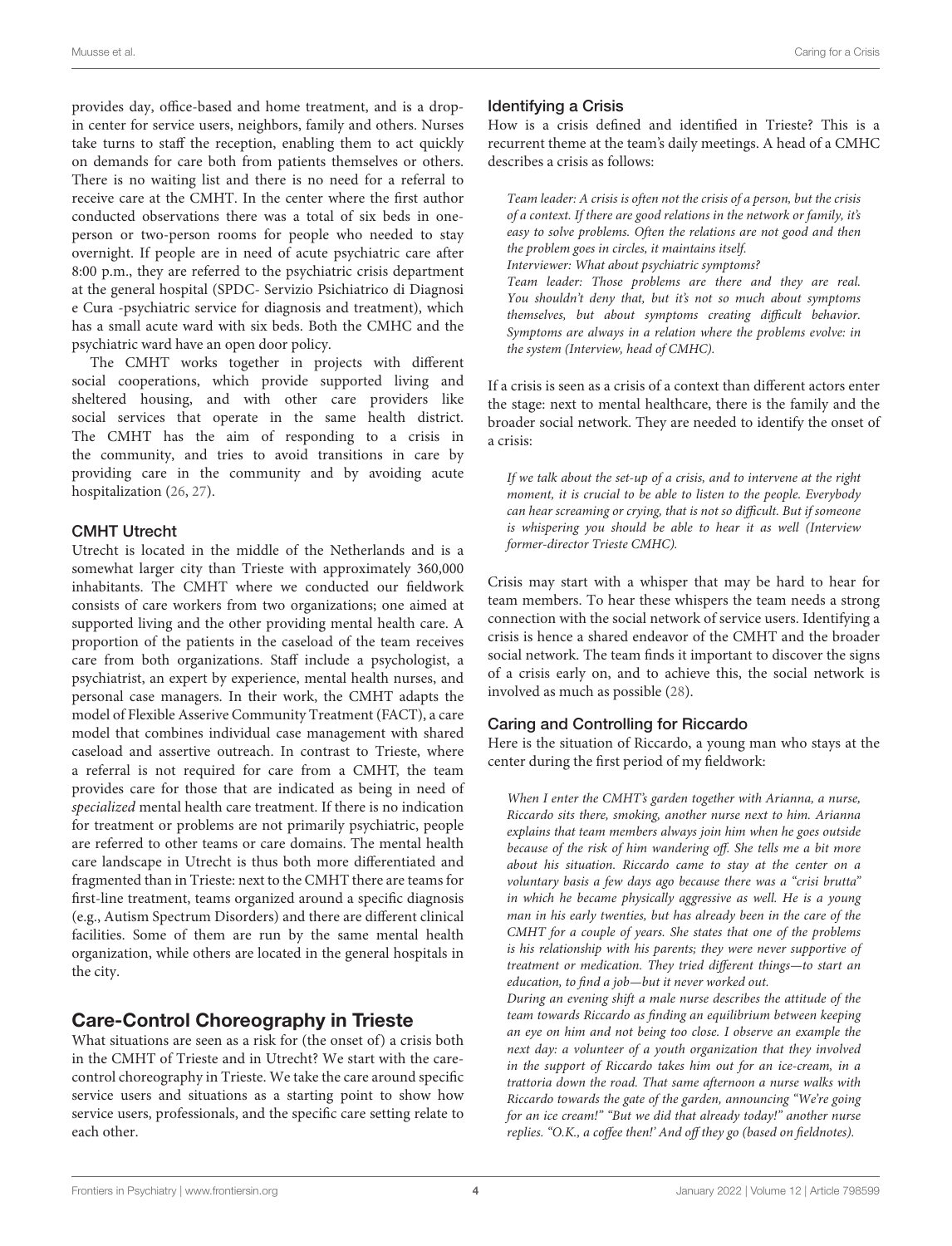provides day, office-based and home treatment, and is a drop-in center for service users, neighbors, family and others. Nurses take turns to staff the reception, enabling them to act quickly on demands for care both from patients themselves or others. There is no waiting list and there is no need for a referral to receive care at the CMHT. In the center where the first author conducted observations there was a total of six beds in one-person or two-person rooms for people who needed to stay overnight. If people are in need of acute psychiatric care after 8:00 p.m., they are referred to the psychiatric crisis department at the general hospital (SPDC- Servizio Psichiatrico di Diagnosi e Cura -psychiatric service for diagnosis and treatment), which has a small acute ward with six beds. Both the CMHC and the psychiatric ward have an open door policy.

The CMHT works together in projects with different social cooperations, which provide supported living and sheltered housing, and with other care providers like social services that operate in the same health district. The CMHT has the aim of responding to a crisis in the community, and tries to avoid transitions in care by providing care in the community and by avoiding acute hospitalization (26, 27).

### CMHT Utrecht

Utrecht is located in the middle of the Netherlands and is a somewhat larger city than Trieste with approximately 360,000 inhabitants. The CMHT where we conducted our fieldwork consists of care workers from two organizations; one aimed at supported living and the other providing mental health care. A proportion of the patients in the caseload of the team receives care from both organizations. Staff include a psychologist, a psychiatrist, an expert by experience, mental health nurses, and personal case managers. In their work, the CMHT adapts the model of Flexible Asserive Community Treatment (FACT), a care model that combines individual case management with shared caseload and assertive outreach. In contrast to Trieste, where a referral is not required for care from a CMHT, the team provides care for those that are indicated as being in need of *specialized* mental health care treatment. If there is no indication for treatment or problems are not primarily psychiatric, people are referred to other teams or care domains. The mental health care landscape in Utrecht is thus both more differentiated and fragmented than in Trieste: next to the CMHT there are teams for first-line treatment, teams organized around a specific diagnosis (e.g., Autism Spectrum Disorders) and there are different clinical facilities. Some of them are run by the same mental health organization, while others are located in the general hospitals in the city.

## Care-Control Choreography in Trieste

What situations are seen as a risk for (the onset of) a crisis both in the CMHT of Trieste and in Utrecht? We start with the care-control choreography in Trieste. We take the care around specific service users and situations as a starting point to show how service users, professionals, and the specific care setting relate to each other.

### Identifying a Crisis

How is a crisis defined and identified in Trieste? This is a recurrent theme at the team's daily meetings. A head of a CMHC describes a crisis as follows:

> *Team leader: A crisis is often not the crisis of a person, but the crisis of a context. If there are good relations in the network or family, it's easy to solve problems. Often the relations are not good and then the problem goes in circles, it maintains itself.*
> *Interviewer: What about psychiatric symptoms?*
> *Team leader: Those problems are there and they are real. You shouldn't deny that, but it's not so much about symptoms themselves, but about symptoms creating difficult behavior. Symptoms are always in a relation where the problems evolve: in the system (Interview, head of CMHC).*

If a crisis is seen as a crisis of a context than different actors enter the stage: next to mental healthcare, there is the family and the broader social network. They are needed to identify the onset of a crisis:

> *If we talk about the set-up of a crisis, and to intervene at the right moment, it is crucial to be able to listen to the people. Everybody can hear screaming or crying, that is not so difficult. But if someone is whispering you should be able to hear it as well (Interview former-director Trieste CMHC).*

Crisis may start with a whisper that may be hard to hear for team members. To hear these whispers the team needs a strong connection with the social network of service users. Identifying a crisis is hence a shared endeavor of the CMHT and the broader social network. The team finds it important to discover the signs of a crisis early on, and to achieve this, the social network is involved as much as possible (28).

### Caring and Controlling for Riccardo

Here is the situation of Riccardo, a young man who stays at the center during the first period of my fieldwork:

> *When I enter the CMHT's garden together with Arianna, a nurse, Riccardo sits there, smoking, another nurse next to him. Arianna explains that team members always join him when he goes outside because of the risk of him wandering off. She tells me a bit more about his situation. Riccardo came to stay at the center on a voluntary basis a few days ago because there was a "crisi brutta" in which he became physically aggressive as well. He is a young man in his early twenties, but has already been in the care of the CMHT for a couple of years. She states that one of the problems is his relationship with his parents; they were never supportive of treatment or medication. They tried different things—to start an education, to find a job—but it never worked out.*
> *During an evening shift a male nurse describes the attitude of the team towards Riccardo as finding an equilibrium between keeping an eye on him and not being too close. I observe an example the next day: a volunteer of a youth organization that they involved in the support of Riccardo takes him out for an ice-cream, in a trattoria down the road. That same afternoon a nurse walks with Riccardo towards the gate of the garden, announcing "We're going for an ice cream!" "But we did that already today!" another nurse replies. "O.K., a coffee then!' And off they go (based on fieldnotes).*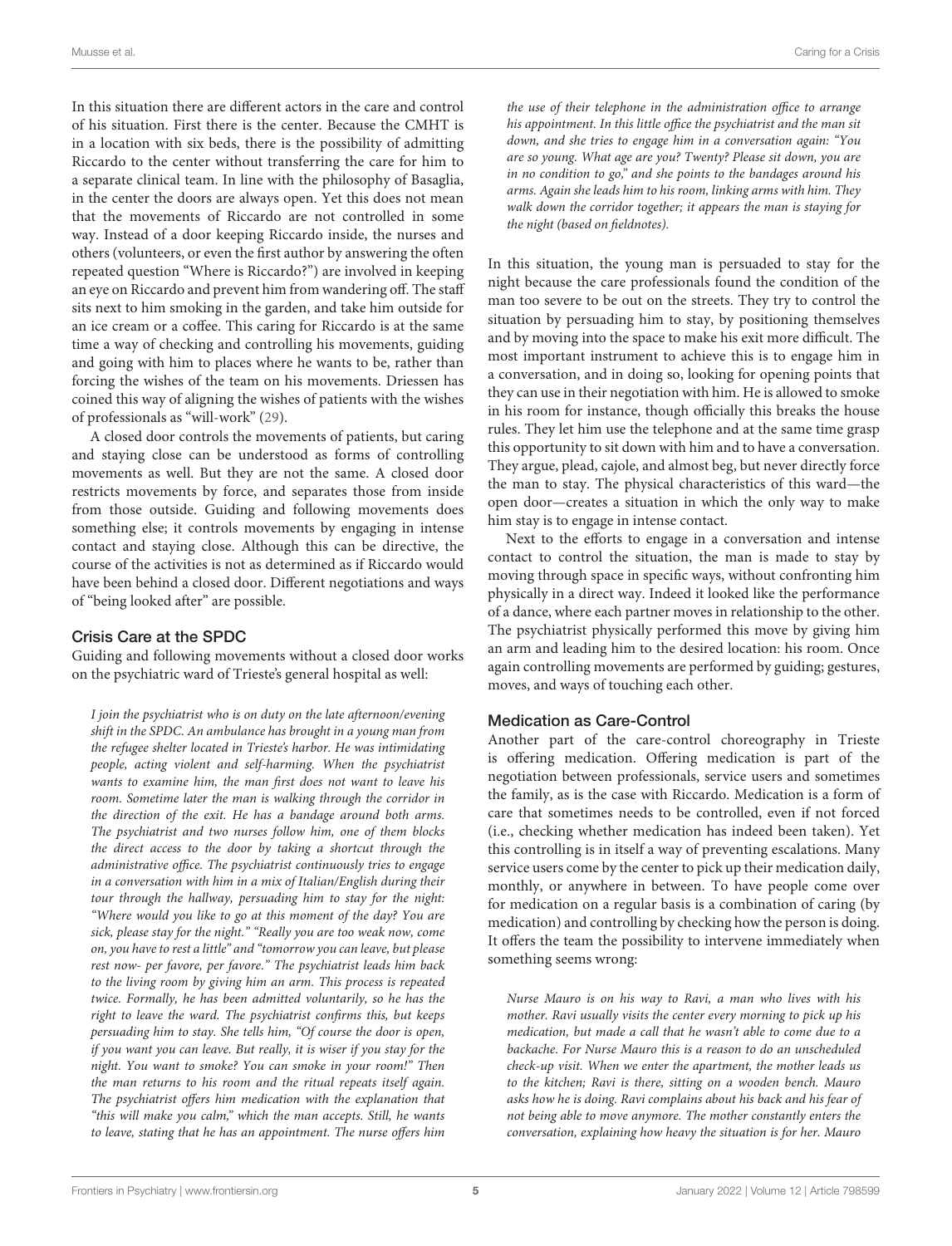In this situation there are different actors in the care and control of his situation. First there is the center. Because the CMHT is in a location with six beds, there is the possibility of admitting Riccardo to the center without transferring the care for him to a separate clinical team. In line with the philosophy of Basaglia, in the center the doors are always open. Yet this does not mean that the movements of Riccardo are not controlled in some way. Instead of a door keeping Riccardo inside, the nurses and others (volunteers, or even the first author by answering the often repeated question "Where is Riccardo?") are involved in keeping an eye on Riccardo and prevent him from wandering off. The staff sits next to him smoking in the garden, and take him outside for an ice cream or a coffee. This caring for Riccardo is at the same time a way of checking and controlling his movements, guiding and going with him to places where he wants to be, rather than forcing the wishes of the team on his movements. Driessen has coined this way of aligning the wishes of patients with the wishes of professionals as "will-work" (29).

A closed door controls the movements of patients, but caring and staying close can be understood as forms of controlling movements as well. But they are not the same. A closed door restricts movements by force, and separates those from inside from those outside. Guiding and following movements does something else; it controls movements by engaging in intense contact and staying close. Although this can be directive, the course of the activities is not as determined as if Riccardo would have been behind a closed door. Different negotiations and ways of "being looked after" are possible.

### Crisis Care at the SPDC

Guiding and following movements without a closed door works on the psychiatric ward of Trieste's general hospital as well:

> *I join the psychiatrist who is on duty on the late afternoon/evening shift in the SPDC. An ambulance has brought in a young man from the refugee shelter located in Trieste's harbor. He was intimidating people, acting violent and self-harming. When the psychiatrist wants to examine him, the man first does not want to leave his room. Sometime later the man is walking through the corridor in the direction of the exit. He has a bandage around both arms. The psychiatrist and two nurses follow him, one of them blocks the direct access to the door by taking a shortcut through the administrative office. The psychiatrist continuously tries to engage in a conversation with him in a mix of Italian/English during their tour through the hallway, persuading him to stay for the night: "Where would you like to go at this moment of the day? You are sick, please stay for the night." "Really you are too weak now, come on, you have to rest a little" and "tomorrow you can leave, but please rest now- per favore, per favore." The psychiatrist leads him back to the living room by giving him an arm. This process is repeated twice. Formally, he has been admitted voluntarily, so he has the right to leave the ward. The psychiatrist confirms this, but keeps persuading him to stay. She tells him, "Of course the door is open, if you want you can leave. But really, it is wiser if you stay for the night. You want to smoke? You can smoke in your room!" Then the man returns to his room and the ritual repeats itself again. The psychiatrist offers him medication with the explanation that "this will make you calm," which the man accepts. Still, he wants to leave, stating that he has an appointment. The nurse offers him the use of their telephone in the administration office to arrange his appointment. In this little office the psychiatrist and the man sit down, and she tries to engage him in a conversation again: "You are so young. What age are you? Twenty? Please sit down, you are in no condition to go," and she points to the bandages around his arms. Again she leads him to his room, linking arms with him. They walk down the corridor together; it appears the man is staying for the night (based on fieldnotes).*

In this situation, the young man is persuaded to stay for the night because the care professionals found the condition of the man too severe to be out on the streets. They try to control the situation by persuading him to stay, by positioning themselves and by moving into the space to make his exit more difficult. The most important instrument to achieve this is to engage him in a conversation, and in doing so, looking for opening points that they can use in their negotiation with him. He is allowed to smoke in his room for instance, though officially this breaks the house rules. They let him use the telephone and at the same time grasp this opportunity to sit down with him and to have a conversation. They argue, plead, cajole, and almost beg, but never directly force the man to stay. The physical characteristics of this ward—the open door—creates a situation in which the only way to make him stay is to engage in intense contact.

Next to the efforts to engage in a conversation and intense contact to control the situation, the man is made to stay by moving through space in specific ways, without confronting him physically in a direct way. Indeed it looked like the performance of a dance, where each partner moves in relationship to the other. The psychiatrist physically performed this move by giving him an arm and leading him to the desired location: his room. Once again controlling movements are performed by guiding; gestures, moves, and ways of touching each other.

### Medication as Care-Control

Another part of the care-control choreography in Trieste is offering medication. Offering medication is part of the negotiation between professionals, service users and sometimes the family, as is the case with Riccardo. Medication is a form of care that sometimes needs to be controlled, even if not forced (i.e., checking whether medication has indeed been taken). Yet this controlling is in itself a way of preventing escalations. Many service users come by the center to pick up their medication daily, monthly, or anywhere in between. To have people come over for medication on a regular basis is a combination of caring (by medication) and controlling by checking how the person is doing. It offers the team the possibility to intervene immediately when something seems wrong:

> *Nurse Mauro is on his way to Ravi, a man who lives with his mother. Ravi usually visits the center every morning to pick up his medication, but made a call that he wasn't able to come due to a backache. For Nurse Mauro this is a reason to do an unscheduled check-up visit. When we enter the apartment, the mother leads us to the kitchen; Ravi is there, sitting on a wooden bench. Mauro asks how he is doing. Ravi complains about his back and his fear of not being able to move anymore. The mother constantly enters the conversation, explaining how heavy the situation is for her. Mauro*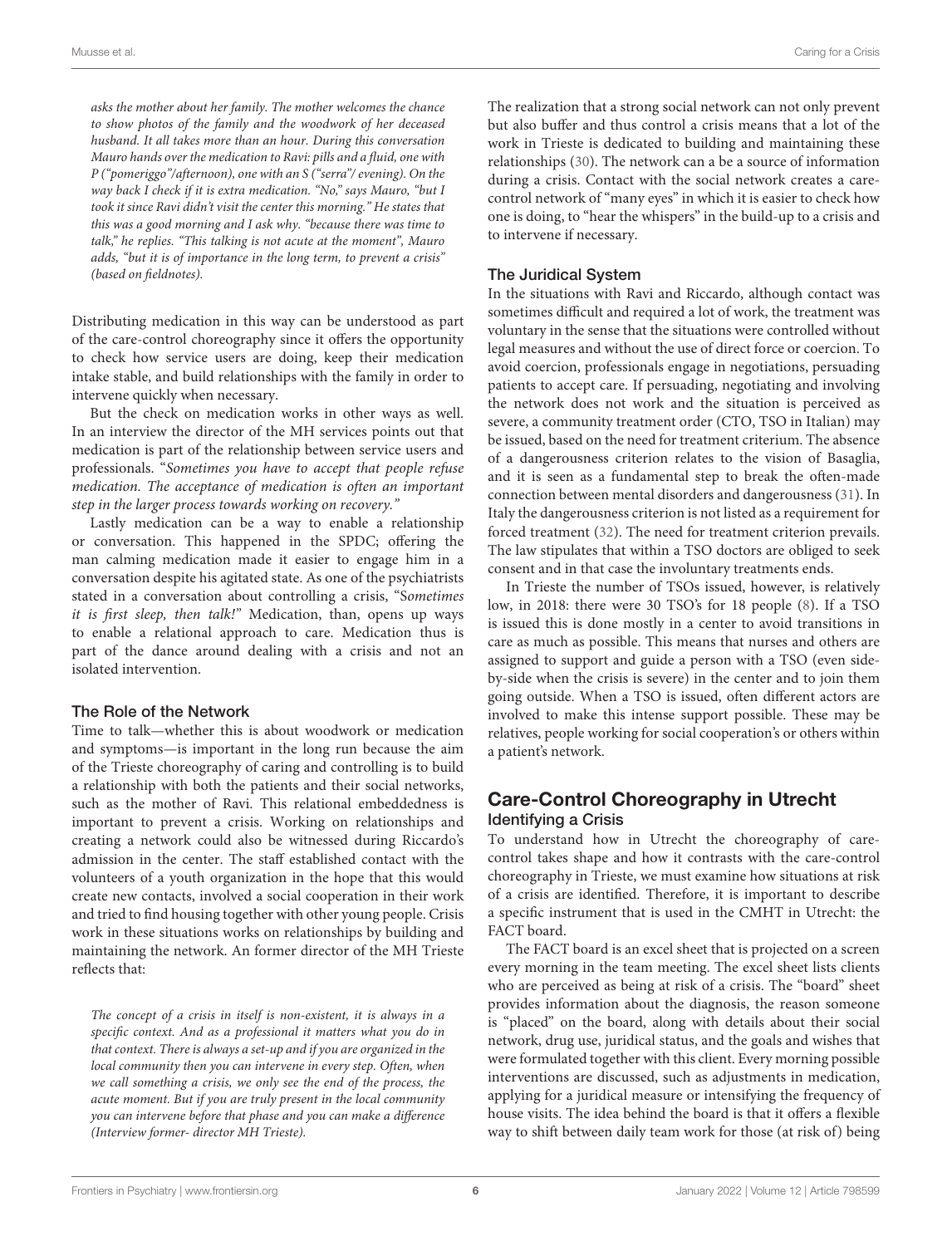*asks the mother about her family. The mother welcomes the chance to show photos of the family and the woodwork of her deceased husband. It all takes more than an hour. During this conversation Mauro hands over the medication to Ravi: pills and a fluid, one with P ("pomeriggo"/afternoon), one with an S ("serra"/ evening). On the way back I check if it is extra medication. "No," says Mauro, "but I took it since Ravi didn't visit the center this morning." He states that this was a good morning and I ask why. "because there was time to talk," he replies. "This talking is not acute at the moment", Mauro adds, "but it is of importance in the long term, to prevent a crisis" (based on fieldnotes).*

Distributing medication in this way can be understood as part of the care-control choreography since it offers the opportunity to check how service users are doing, keep their medication intake stable, and build relationships with the family in order to intervene quickly when necessary.

But the check on medication works in other ways as well. In an interview the director of the MH services points out that medication is part of the relationship between service users and professionals. "*Sometimes you have to accept that people refuse medication. The acceptance of medication is often an important step in the larger process towards working on recovery.*"

Lastly medication can be a way to enable a relationship or conversation. This happened in the SPDC; offering the man calming medication made it easier to engage him in a conversation despite his agitated state. As one of the psychiatrists stated in a conversation about controlling a crisis, "S*ometimes it is first sleep, then talk!*" Medication, than, opens up ways to enable a relational approach to care. Medication thus is part of the dance around dealing with a crisis and not an isolated intervention.

### The Role of the Network

Time to talk—whether this is about woodwork or medication and symptoms—is important in the long run because the aim of the Trieste choreography of caring and controlling is to build a relationship with both the patients and their social networks, such as the mother of Ravi. This relational embeddedness is important to prevent a crisis. Working on relationships and creating a network could also be witnessed during Riccardo's admission in the center. The staff established contact with the volunteers of a youth organization in the hope that this would create new contacts, involved a social cooperation in their work and tried to find housing together with other young people. Crisis work in these situations works on relationships by building and maintaining the network. An former director of the MH Trieste reflects that:

*The concept of a crisis in itself is non-existent, it is always in a specific context. And as a professional it matters what you do in that context. There is always a set-up and if you are organized in the local community then you can intervene in every step. Often, when we call something a crisis, we only see the end of the process, the acute moment. But if you are truly present in the local community you can intervene before that phase and you can make a difference (Interview former- director MH Trieste).*

The realization that a strong social network can not only prevent but also buffer and thus control a crisis means that a lot of the work in Trieste is dedicated to building and maintaining these relationships (30). The network can a be a source of information during a crisis. Contact with the social network creates a care-control network of "many eyes" in which it is easier to check how one is doing, to "hear the whispers" in the build-up to a crisis and to intervene if necessary.

### The Juridical System

In the situations with Ravi and Riccardo, although contact was sometimes difficult and required a lot of work, the treatment was voluntary in the sense that the situations were controlled without legal measures and without the use of direct force or coercion. To avoid coercion, professionals engage in negotiations, persuading patients to accept care. If persuading, negotiating and involving the network does not work and the situation is perceived as severe, a community treatment order (CTO, TSO in Italian) may be issued, based on the need for treatment criterium. The absence of a dangerousness criterion relates to the vision of Basaglia, and it is seen as a fundamental step to break the often-made connection between mental disorders and dangerousness (31). In Italy the dangerousness criterion is not listed as a requirement for forced treatment (32). The need for treatment criterion prevails. The law stipulates that within a TSO doctors are obliged to seek consent and in that case the involuntary treatments ends.

In Trieste the number of TSOs issued, however, is relatively low, in 2018: there were 30 TSO's for 18 people (8). If a TSO is issued this is done mostly in a center to avoid transitions in care as much as possible. This means that nurses and others are assigned to support and guide a person with a TSO (even side-by-side when the crisis is severe) in the center and to join them going outside. When a TSO is issued, often different actors are involved to make this intense support possible. These may be relatives, people working for social cooperation's or others within a patient's network.

## Care-Control Choreography in Utrecht

### Identifying a Crisis

To understand how in Utrecht the choreography of care-control takes shape and how it contrasts with the care-control choreography in Trieste, we must examine how situations at risk of a crisis are identified. Therefore, it is important to describe a specific instrument that is used in the CMHT in Utrecht: the FACT board.

The FACT board is an excel sheet that is projected on a screen every morning in the team meeting. The excel sheet lists clients who are perceived as being at risk of a crisis. The "board" sheet provides information about the diagnosis, the reason someone is "placed" on the board, along with details about their social network, drug use, juridical status, and the goals and wishes that were formulated together with this client. Every morning possible interventions are discussed, such as adjustments in medication, applying for a juridical measure or intensifying the frequency of house visits. The idea behind the board is that it offers a flexible way to shift between daily team work for those (at risk of) being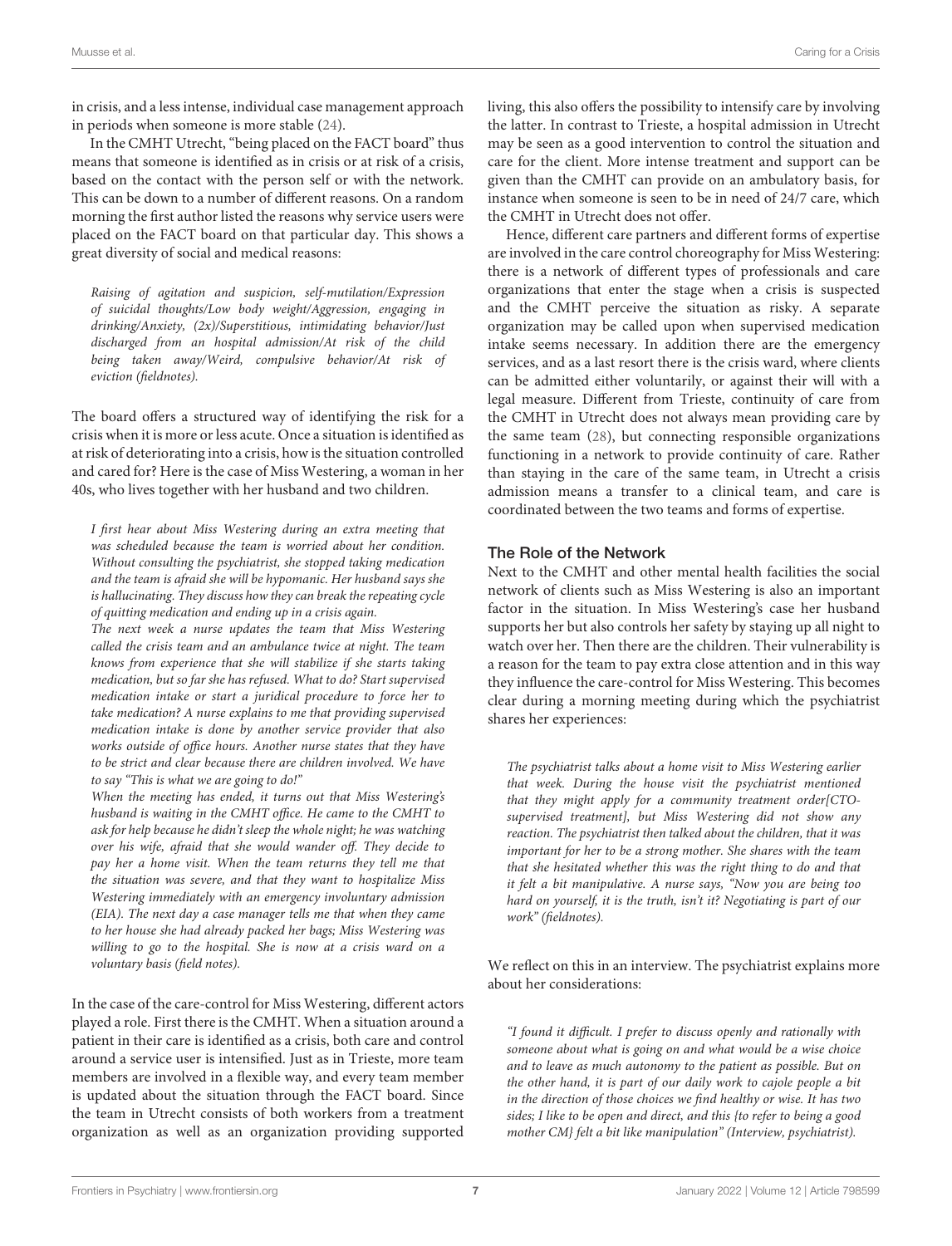in crisis, and a less intense, individual case management approach in periods when someone is more stable (24).

In the CMHT Utrecht, "being placed on the FACT board" thus means that someone is identified as in crisis or at risk of a crisis, based on the contact with the person self or with the network. This can be down to a number of different reasons. On a random morning the first author listed the reasons why service users were placed on the FACT board on that particular day. This shows a great diversity of social and medical reasons:

> *Raising of agitation and suspicion, self-mutilation/Expression of suicidal thoughts/Low body weight/Aggression, engaging in drinking/Anxiety, (2x)/Superstitious, intimidating behavior/Just discharged from an hospital admission/At risk of the child being taken away/Weird, compulsive behavior/At risk of eviction (fieldnotes).*

The board offers a structured way of identifying the risk for a crisis when it is more or less acute. Once a situation is identified as at risk of deteriorating into a crisis, how is the situation controlled and cared for? Here is the case of Miss Westering, a woman in her 40s, who lives together with her husband and two children.

> *I first hear about Miss Westering during an extra meeting that was scheduled because the team is worried about her condition. Without consulting the psychiatrist, she stopped taking medication and the team is afraid she will be hypomanic. Her husband says she is hallucinating. They discuss how they can break the repeating cycle of quitting medication and ending up in a crisis again.*
>
> *The next week a nurse updates the team that Miss Westering called the crisis team and an ambulance twice at night. The team knows from experience that she will stabilize if she starts taking medication, but so far she has refused. What to do? Start supervised medication intake or start a juridical procedure to force her to take medication? A nurse explains to me that providing supervised medication intake is done by another service provider that also works outside of office hours. Another nurse states that they have to be strict and clear because there are children involved. We have to say "This is what we are going to do!"*
>
> *When the meeting has ended, it turns out that Miss Westering's husband is waiting in the CMHT office. He came to the CMHT to ask for help because he didn't sleep the whole night; he was watching over his wife, afraid that she would wander off. They decide to pay her a home visit. When the team returns they tell me that the situation was severe, and that they want to hospitalize Miss Westering immediately with an emergency involuntary admission (EIA). The next day a case manager tells me that when they came to her house she had already packed her bags; Miss Westering was willing to go to the hospital. She is now at a crisis ward on a voluntary basis (field notes).*

In the case of the care-control for Miss Westering, different actors played a role. First there is the CMHT. When a situation around a patient in their care is identified as a crisis, both care and control around a service user is intensified. Just as in Trieste, more team members are involved in a flexible way, and every team member is updated about the situation through the FACT board. Since the team in Utrecht consists of both workers from a treatment organization as well as an organization providing supported living, this also offers the possibility to intensify care by involving the latter. In contrast to Trieste, a hospital admission in Utrecht may be seen as a good intervention to control the situation and care for the client. More intense treatment and support can be given than the CMHT can provide on an ambulatory basis, for instance when someone is seen to be in need of 24/7 care, which the CMHT in Utrecht does not offer.

Hence, different care partners and different forms of expertise are involved in the care control choreography for Miss Westering: there is a network of different types of professionals and care organizations that enter the stage when a crisis is suspected and the CMHT perceive the situation as risky. A separate organization may be called upon when supervised medication intake seems necessary. In addition there are the emergency services, and as a last resort there is the crisis ward, where clients can be admitted either voluntarily, or against their will with a legal measure. Different from Trieste, continuity of care from the CMHT in Utrecht does not always mean providing care by the same team (28), but connecting responsible organizations functioning in a network to provide continuity of care. Rather than staying in the care of the same team, in Utrecht a crisis admission means a transfer to a clinical team, and care is coordinated between the two teams and forms of expertise.

### The Role of the Network

Next to the CMHT and other mental health facilities the social network of clients such as Miss Westering is also an important factor in the situation. In Miss Westering's case her husband supports her but also controls her safety by staying up all night to watch over her. Then there are the children. Their vulnerability is a reason for the team to pay extra close attention and in this way they influence the care-control for Miss Westering. This becomes clear during a morning meeting during which the psychiatrist shares her experiences:

> *The psychiatrist talks about a home visit to Miss Westering earlier that week. During the house visit the psychiatrist mentioned that they might apply for a community treatment order[CTO-supervised treatment], but Miss Westering did not show any reaction. The psychiatrist then talked about the children, that it was important for her to be a strong mother. She shares with the team that she hesitated whether this was the right thing to do and that it felt a bit manipulative. A nurse says, "Now you are being too hard on yourself, it is the truth, isn't it? Negotiating is part of our work" (fieldnotes).*

We reflect on this in an interview. The psychiatrist explains more about her considerations:

> *"I found it difficult. I prefer to discuss openly and rationally with someone about what is going on and what would be a wise choice and to leave as much autonomy to the patient as possible. But on the other hand, it is part of our daily work to cajole people a bit in the direction of those choices we find healthy or wise. It has two sides; I like to be open and direct, and this {to refer to being a good mother CM} felt a bit like manipulation" (Interview, psychiatrist).*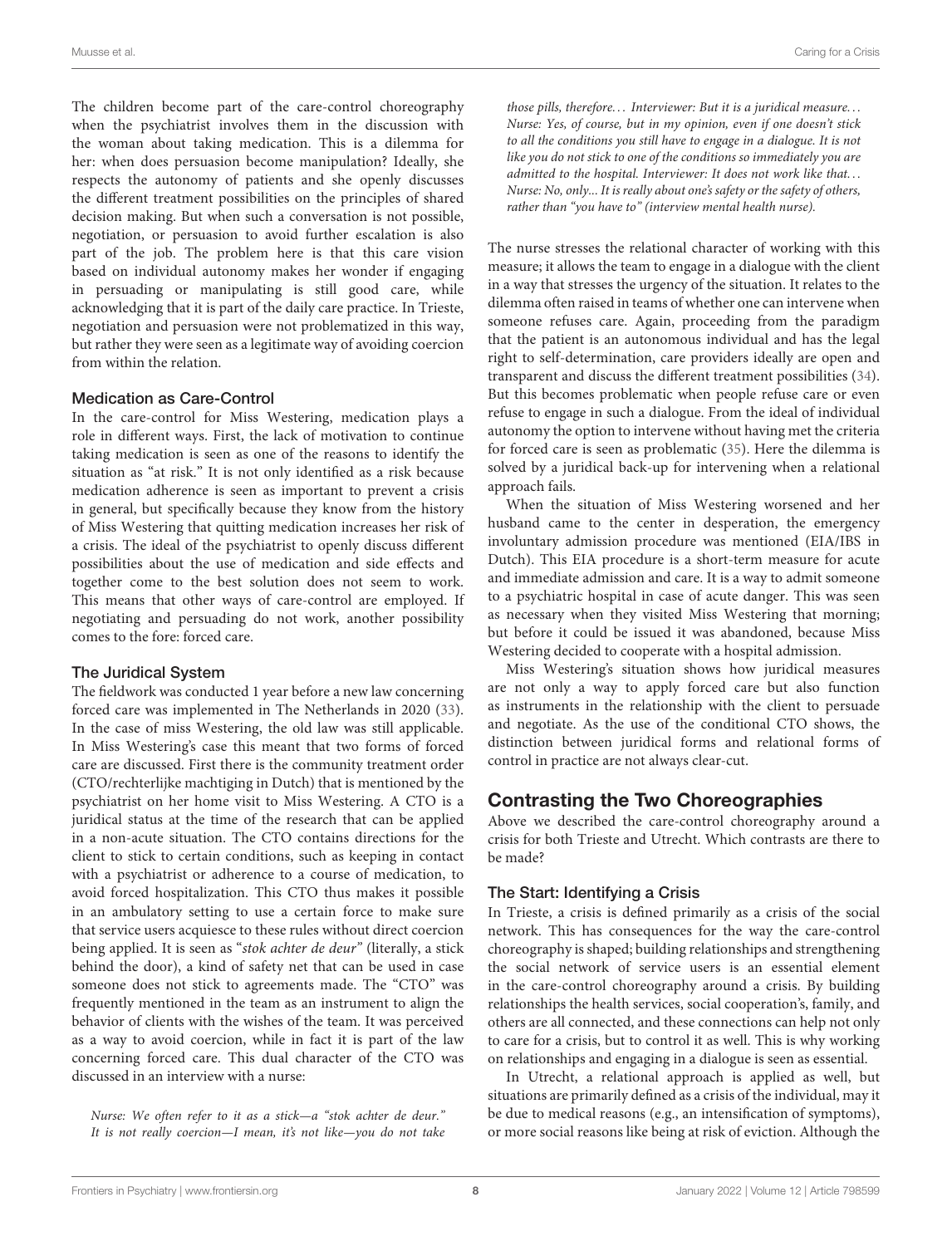The children become part of the care-control choreography when the psychiatrist involves them in the discussion with the woman about taking medication. This is a dilemma for her: when does persuasion become manipulation? Ideally, she respects the autonomy of patients and she openly discusses the different treatment possibilities on the principles of shared decision making. But when such a conversation is not possible, negotiation, or persuasion to avoid further escalation is also part of the job. The problem here is that this care vision based on individual autonomy makes her wonder if engaging in persuading or manipulating is still good care, while acknowledging that it is part of the daily care practice. In Trieste, negotiation and persuasion were not problematized in this way, but rather they were seen as a legitimate way of avoiding coercion from within the relation.

### Medication as Care-Control

In the care-control for Miss Westering, medication plays a role in different ways. First, the lack of motivation to continue taking medication is seen as one of the reasons to identify the situation as "at risk." It is not only identified as a risk because medication adherence is seen as important to prevent a crisis in general, but specifically because they know from the history of Miss Westering that quitting medication increases her risk of a crisis. The ideal of the psychiatrist to openly discuss different possibilities about the use of medication and side effects and together come to the best solution does not seem to work. This means that other ways of care-control are employed. If negotiating and persuading do not work, another possibility comes to the fore: forced care.

### The Juridical System

The fieldwork was conducted 1 year before a new law concerning forced care was implemented in The Netherlands in 2020 (33). In the case of miss Westering, the old law was still applicable. In Miss Westering's case this meant that two forms of forced care are discussed. First there is the community treatment order (CTO/rechterlijke machtiging in Dutch) that is mentioned by the psychiatrist on her home visit to Miss Westering. A CTO is a juridical status at the time of the research that can be applied in a non-acute situation. The CTO contains directions for the client to stick to certain conditions, such as keeping in contact with a psychiatrist or adherence to a course of medication, to avoid forced hospitalization. This CTO thus makes it possible in an ambulatory setting to use a certain force to make sure that service users acquiesce to these rules without direct coercion being applied. It is seen as "*stok achter de deur*" (literally, a stick behind the door), a kind of safety net that can be used in case someone does not stick to agreements made. The "CTO" was frequently mentioned in the team as an instrument to align the behavior of clients with the wishes of the team. It was perceived as a way to avoid coercion, while in fact it is part of the law concerning forced care. This dual character of the CTO was discussed in an interview with a nurse:

> *Nurse: We often refer to it as a stick—a "stok achter de deur." It is not really coercion—I mean, it's not like—you do not take those pills, therefore… Interviewer: But it is a juridical measure… Nurse: Yes, of course, but in my opinion, even if one doesn't stick to all the conditions you still have to engage in a dialogue. It is not like you do not stick to one of the conditions so immediately you are admitted to the hospital. Interviewer: It does not work like that… Nurse: No, only... It is really about one's safety or the safety of others, rather than "you have to" (interview mental health nurse).*

The nurse stresses the relational character of working with this measure; it allows the team to engage in a dialogue with the client in a way that stresses the urgency of the situation. It relates to the dilemma often raised in teams of whether one can intervene when someone refuses care. Again, proceeding from the paradigm that the patient is an autonomous individual and has the legal right to self-determination, care providers ideally are open and transparent and discuss the different treatment possibilities (34). But this becomes problematic when people refuse care or even refuse to engage in such a dialogue. From the ideal of individual autonomy the option to intervene without having met the criteria for forced care is seen as problematic (35). Here the dilemma is solved by a juridical back-up for intervening when a relational approach fails.

When the situation of Miss Westering worsened and her husband came to the center in desperation, the emergency involuntary admission procedure was mentioned (EIA/IBS in Dutch). This EIA procedure is a short-term measure for acute and immediate admission and care. It is a way to admit someone to a psychiatric hospital in case of acute danger. This was seen as necessary when they visited Miss Westering that morning; but before it could be issued it was abandoned, because Miss Westering decided to cooperate with a hospital admission.

Miss Westering's situation shows how juridical measures are not only a way to apply forced care but also function as instruments in the relationship with the client to persuade and negotiate. As the use of the conditional CTO shows, the distinction between juridical forms and relational forms of control in practice are not always clear-cut.

## Contrasting the Two Choreographies

Above we described the care-control choreography around a crisis for both Trieste and Utrecht. Which contrasts are there to be made?

### The Start: Identifying a Crisis

In Trieste, a crisis is defined primarily as a crisis of the social network. This has consequences for the way the care-control choreography is shaped; building relationships and strengthening the social network of service users is an essential element in the care-control choreography around a crisis. By building relationships the health services, social cooperation's, family, and others are all connected, and these connections can help not only to care for a crisis, but to control it as well. This is why working on relationships and engaging in a dialogue is seen as essential.

In Utrecht, a relational approach is applied as well, but situations are primarily defined as a crisis of the individual, may it be due to medical reasons (e.g., an intensification of symptoms), or more social reasons like being at risk of eviction. Although the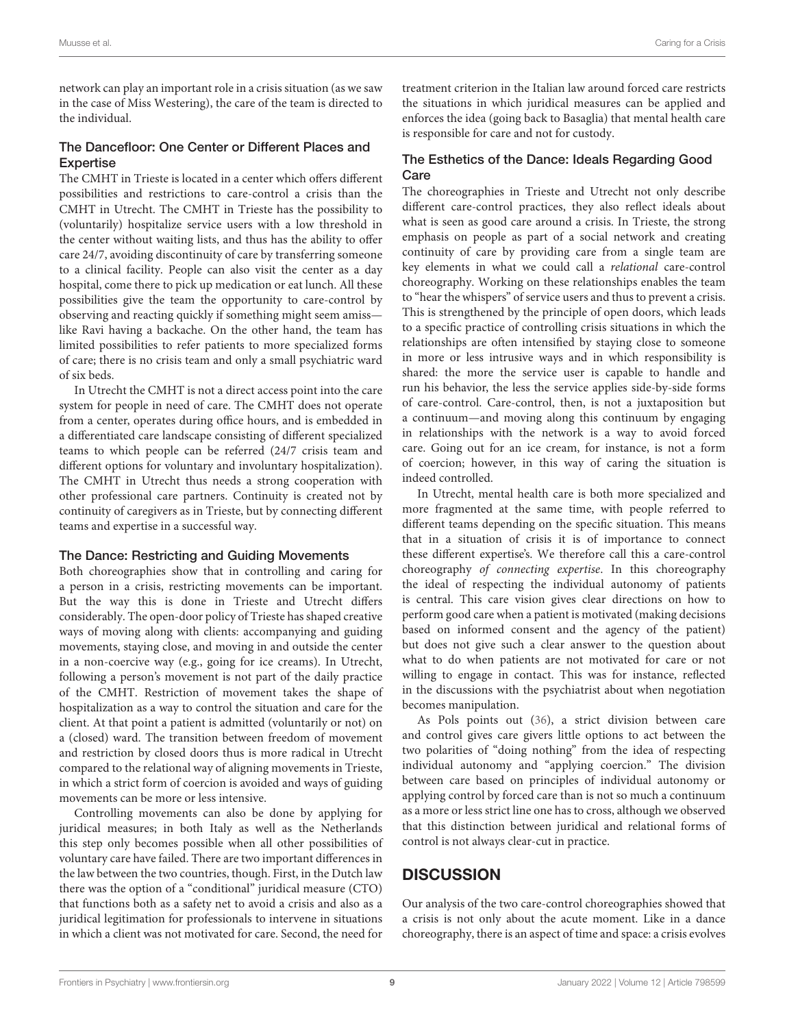network can play an important role in a crisis situation (as we saw in the case of Miss Westering), the care of the team is directed to the individual.

### The Dancefloor: One Center or Different Places and Expertise

The CMHT in Trieste is located in a center which offers different possibilities and restrictions to care-control a crisis than the CMHT in Utrecht. The CMHT in Trieste has the possibility to (voluntarily) hospitalize service users with a low threshold in the center without waiting lists, and thus has the ability to offer care 24/7, avoiding discontinuity of care by transferring someone to a clinical facility. People can also visit the center as a day hospital, come there to pick up medication or eat lunch. All these possibilities give the team the opportunity to care-control by observing and reacting quickly if something might seem amiss—like Ravi having a backache. On the other hand, the team has limited possibilities to refer patients to more specialized forms of care; there is no crisis team and only a small psychiatric ward of six beds.

In Utrecht the CMHT is not a direct access point into the care system for people in need of care. The CMHT does not operate from a center, operates during office hours, and is embedded in a differentiated care landscape consisting of different specialized teams to which people can be referred (24/7 crisis team and different options for voluntary and involuntary hospitalization). The CMHT in Utrecht thus needs a strong cooperation with other professional care partners. Continuity is created not by continuity of caregivers as in Trieste, but by connecting different teams and expertise in a successful way.

### The Dance: Restricting and Guiding Movements

Both choreographies show that in controlling and caring for a person in a crisis, restricting movements can be important. But the way this is done in Trieste and Utrecht differs considerably. The open-door policy of Trieste has shaped creative ways of moving along with clients: accompanying and guiding movements, staying close, and moving in and outside the center in a non-coercive way (e.g., going for ice creams). In Utrecht, following a person's movement is not part of the daily practice of the CMHT. Restriction of movement takes the shape of hospitalization as a way to control the situation and care for the client. At that point a patient is admitted (voluntarily or not) on a (closed) ward. The transition between freedom of movement and restriction by closed doors thus is more radical in Utrecht compared to the relational way of aligning movements in Trieste, in which a strict form of coercion is avoided and ways of guiding movements can be more or less intensive.

Controlling movements can also be done by applying for juridical measures; in both Italy as well as the Netherlands this step only becomes possible when all other possibilities of voluntary care have failed. There are two important differences in the law between the two countries, though. First, in the Dutch law there was the option of a "conditional" juridical measure (CTO) that functions both as a safety net to avoid a crisis and also as a juridical legitimation for professionals to intervene in situations in which a client was not motivated for care. Second, the need for treatment criterion in the Italian law around forced care restricts the situations in which juridical measures can be applied and enforces the idea (going back to Basaglia) that mental health care is responsible for care and not for custody.

### The Esthetics of the Dance: Ideals Regarding Good Care

The choreographies in Trieste and Utrecht not only describe different care-control practices, they also reflect ideals about what is seen as good care around a crisis. In Trieste, the strong emphasis on people as part of a social network and creating continuity of care by providing care from a single team are key elements in what we could call a *relational* care-control choreography. Working on these relationships enables the team to "hear the whispers" of service users and thus to prevent a crisis. This is strengthened by the principle of open doors, which leads to a specific practice of controlling crisis situations in which the relationships are often intensified by staying close to someone in more or less intrusive ways and in which responsibility is shared: the more the service user is capable to handle and run his behavior, the less the service applies side-by-side forms of care-control. Care-control, then, is not a juxtaposition but a continuum—and moving along this continuum by engaging in relationships with the network is a way to avoid forced care. Going out for an ice cream, for instance, is not a form of coercion; however, in this way of caring the situation is indeed controlled.

In Utrecht, mental health care is both more specialized and more fragmented at the same time, with people referred to different teams depending on the specific situation. This means that in a situation of crisis it is of importance to connect these different expertise's. We therefore call this a care-control choreography *of connecting expertise*. In this choreography the ideal of respecting the individual autonomy of patients is central. This care vision gives clear directions on how to perform good care when a patient is motivated (making decisions based on informed consent and the agency of the patient) but does not give such a clear answer to the question about what to do when patients are not motivated for care or not willing to engage in contact. This was for instance, reflected in the discussions with the psychiatrist about when negotiation becomes manipulation.

As Pols points out (36), a strict division between care and control gives care givers little options to act between the two polarities of "doing nothing" from the idea of respecting individual autonomy and "applying coercion." The division between care based on principles of individual autonomy or applying control by forced care than is not so much a continuum as a more or less strict line one has to cross, although we observed that this distinction between juridical and relational forms of control is not always clear-cut in practice.

## DISCUSSION

Our analysis of the two care-control choreographies showed that a crisis is not only about the acute moment. Like in a dance choreography, there is an aspect of time and space: a crisis evolves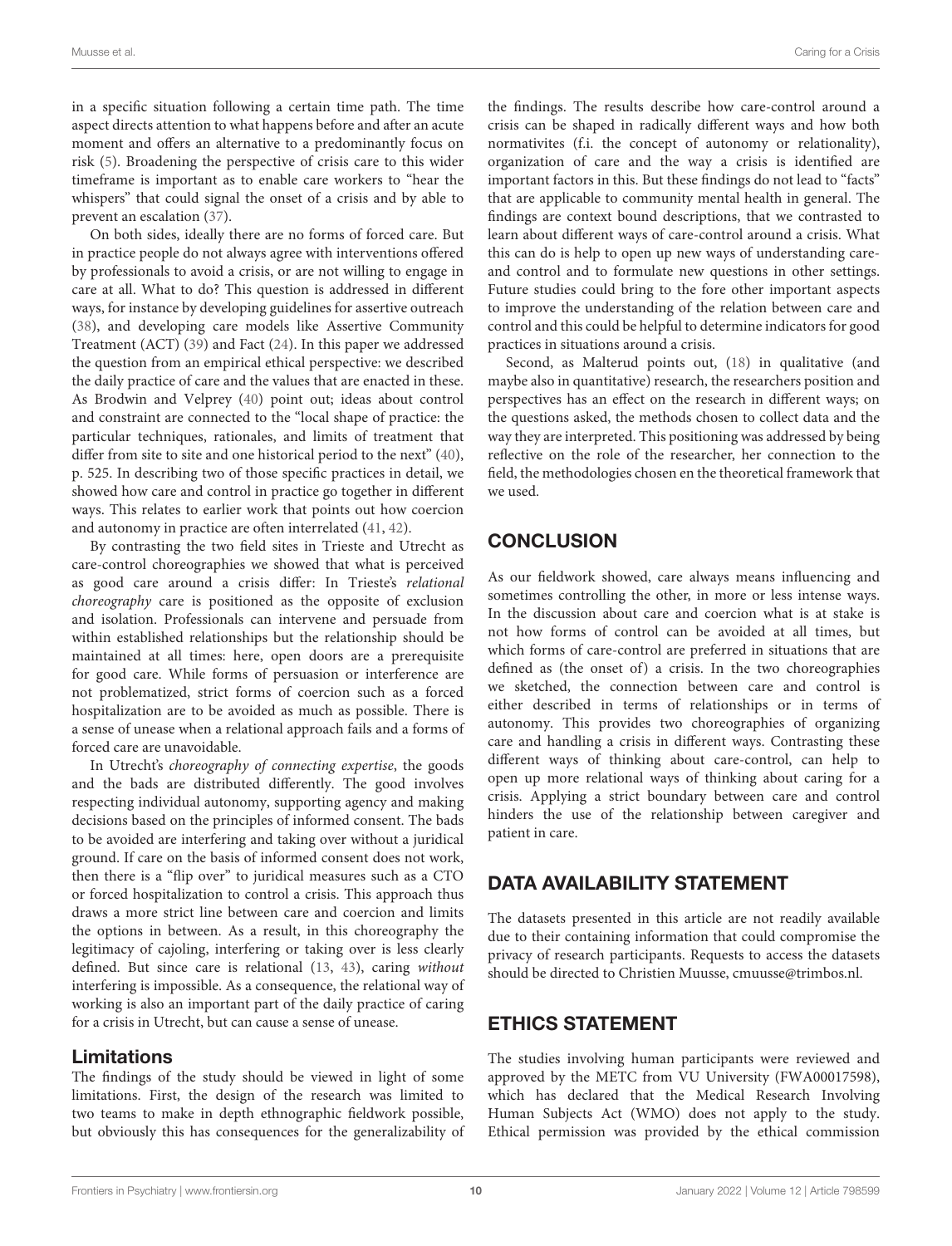in a specific situation following a certain time path. The time aspect directs attention to what happens before and after an acute moment and offers an alternative to a predominantly focus on risk (5). Broadening the perspective of crisis care to this wider timeframe is important as to enable care workers to "hear the whispers" that could signal the onset of a crisis and by able to prevent an escalation (37).

On both sides, ideally there are no forms of forced care. But in practice people do not always agree with interventions offered by professionals to avoid a crisis, or are not willing to engage in care at all. What to do? This question is addressed in different ways, for instance by developing guidelines for assertive outreach (38), and developing care models like Assertive Community Treatment (ACT) (39) and Fact (24). In this paper we addressed the question from an empirical ethical perspective: we described the daily practice of care and the values that are enacted in these. As Brodwin and Velprey (40) point out; ideas about control and constraint are connected to the "local shape of practice: the particular techniques, rationales, and limits of treatment that differ from site to site and one historical period to the next" (40), p. 525. In describing two of those specific practices in detail, we showed how care and control in practice go together in different ways. This relates to earlier work that points out how coercion and autonomy in practice are often interrelated (41, 42).

By contrasting the two field sites in Trieste and Utrecht as care-control choreographies we showed that what is perceived as good care around a crisis differ: In Trieste's *relational choreography* care is positioned as the opposite of exclusion and isolation. Professionals can intervene and persuade from within established relationships but the relationship should be maintained at all times: here, open doors are a prerequisite for good care. While forms of persuasion or interference are not problematized, strict forms of coercion such as a forced hospitalization are to be avoided as much as possible. There is a sense of unease when a relational approach fails and a forms of forced care are unavoidable.

In Utrecht's *choreography of connecting expertise*, the goods and the bads are distributed differently. The good involves respecting individual autonomy, supporting agency and making decisions based on the principles of informed consent. The bads to be avoided are interfering and taking over without a juridical ground. If care on the basis of informed consent does not work, then there is a "flip over" to juridical measures such as a CTO or forced hospitalization to control a crisis. This approach thus draws a more strict line between care and coercion and limits the options in between. As a result, in this choreography the legitimacy of cajoling, interfering or taking over is less clearly defined. But since care is relational (13, 43), caring *without* interfering is impossible. As a consequence, the relational way of working is also an important part of the daily practice of caring for a crisis in Utrecht, but can cause a sense of unease.

### Limitations

The findings of the study should be viewed in light of some limitations. First, the design of the research was limited to two teams to make in depth ethnographic fieldwork possible, but obviously this has consequences for the generalizability of the findings. The results describe how care-control around a crisis can be shaped in radically different ways and how both normativites (f.i. the concept of autonomy or relationality), organization of care and the way a crisis is identified are important factors in this. But these findings do not lead to "facts" that are applicable to community mental health in general. The findings are context bound descriptions, that we contrasted to learn about different ways of care-control around a crisis. What this can do is help to open up new ways of understanding care- and control and to formulate new questions in other settings. Future studies could bring to the fore other important aspects to improve the understanding of the relation between care and control and this could be helpful to determine indicators for good practices in situations around a crisis.

Second, as Malterud points out, (18) in qualitative (and maybe also in quantitative) research, the researchers position and perspectives has an effect on the research in different ways; on the questions asked, the methods chosen to collect data and the way they are interpreted. This positioning was addressed by being reflective on the role of the researcher, her connection to the field, the methodologies chosen en the theoretical framework that we used.

## CONCLUSION

As our fieldwork showed, care always means influencing and sometimes controlling the other, in more or less intense ways. In the discussion about care and coercion what is at stake is not how forms of control can be avoided at all times, but which forms of care-control are preferred in situations that are defined as (the onset of) a crisis. In the two choreographies we sketched, the connection between care and control is either described in terms of relationships or in terms of autonomy. This provides two choreographies of organizing care and handling a crisis in different ways. Contrasting these different ways of thinking about care-control, can help to open up more relational ways of thinking about caring for a crisis. Applying a strict boundary between care and control hinders the use of the relationship between caregiver and patient in care.

## DATA AVAILABILITY STATEMENT

The datasets presented in this article are not readily available due to their containing information that could compromise the privacy of research participants. Requests to access the datasets should be directed to Christien Muusse, cmuusse@trimbos.nl.

## ETHICS STATEMENT

The studies involving human participants were reviewed and approved by the METC from VU University (FWA00017598), which has declared that the Medical Research Involving Human Subjects Act (WMO) does not apply to the study. Ethical permission was provided by the ethical commission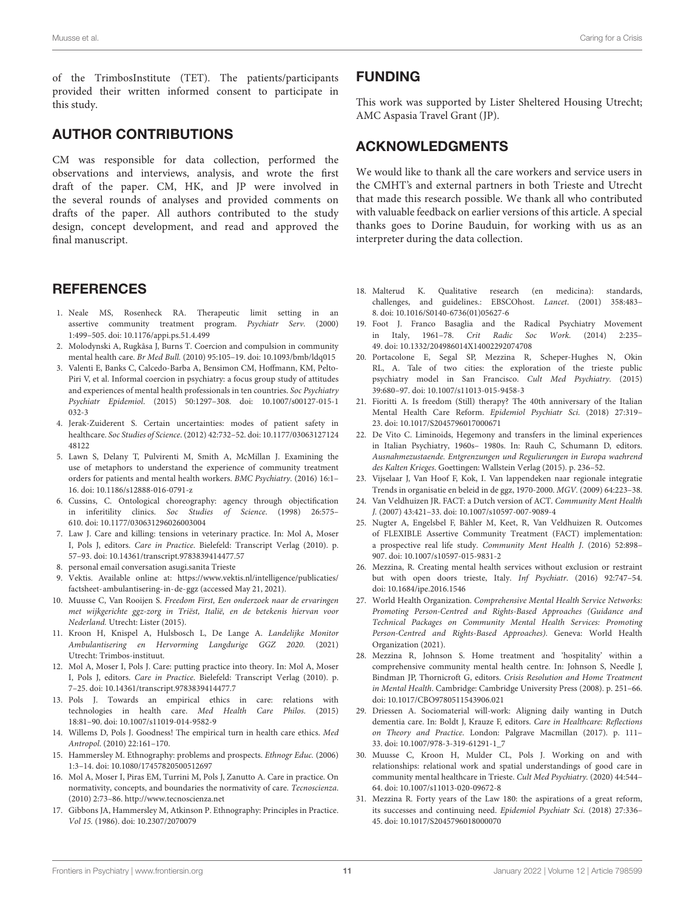of the TrimbosInstitute (TET). The patients/participants provided their written informed consent to participate in this study.

## AUTHOR CONTRIBUTIONS

CM was responsible for data collection, performed the observations and interviews, analysis, and wrote the first draft of the paper. CM, HK, and JP were involved in the several rounds of analyses and provided comments on drafts of the paper. All authors contributed to the study design, concept development, and read and approved the final manuscript.

## FUNDING

This work was supported by Lister Sheltered Housing Utrecht; AMC Aspasia Travel Grant (JP).

## ACKNOWLEDGMENTS

We would like to thank all the care workers and service users in the CMHT's and external partners in both Trieste and Utrecht that made this research possible. We thank all who contributed with valuable feedback on earlier versions of this article. A special thanks goes to Dorine Bauduin, for working with us as an interpreter during the data collection.

## REFERENCES

1. Neale MS, Rosenheck RA. Therapeutic limit setting in an assertive community treatment program. *Psychiatr Serv.* (2000) 1:499–505. doi: 10.1176/appi.ps.51.4.499
2. Molodynski A, Rugkåsa J, Burns T. Coercion and compulsion in community mental health care. *Br Med Bull.* (2010) 95:105–19. doi: 10.1093/bmb/ldq015
3. Valenti E, Banks C, Calcedo-Barba A, Bensimon CM, Hoffmann, KM, Pelto-Piri V, et al. Informal coercion in psychiatry: a focus group study of attitudes and experiences of mental health professionals in ten countries. *Soc Psychiatry Psychiatr Epidemiol*. (2015) 50:1297–308. doi: 10.1007/s00127-015-1032-3
4. Jerak-Zuiderent S. Certain uncertainties: modes of patient safety in healthcare. *Soc Studies of Science*. (2012) 42:732–52. doi: 10.1177/0306312712448122
5. Lawn S, Delany T, Pulvirenti M, Smith A, McMillan J. Examining the use of metaphors to understand the experience of community treatment orders for patients and mental health workers. *BMC Psychiatry*. (2016) 16:1–16. doi: 10.1186/s12888-016-0791-z
6. Cussins, C. Ontological choreography: agency through objectification in inferitility clinics. *Soc Studies of Science*. (1998) 26:575–610. doi: 10.1177/030631296026003004
7. Law J. Care and killing: tensions in veterinary practice. In: Mol A, Moser I, Pols J, editors. *Care in Practice*. Bielefeld: Transcript Verlag (2010). p. 57–93. doi: 10.14361/transcript.9783839414477.57
8. personal email conversation asugi.sanita Trieste
9. Vektis. Available online at: https://www.vektis.nl/intelligence/publicaties/factsheet-ambulantisering-in-de-ggz (accessed May 21, 2021).
10. Muusse C, Van Rooijen S. *Freedom First, Een onderzoek naar de ervaringen met wijkgerichte ggz-zorg in Triëst, Italië, en de betekenis hiervan voor Nederland.* Utrecht: Lister (2015).
11. Kroon H, Knispel A, Hulsbosch L, De Lange A. *Landelijke Monitor Ambulantisering en Hervorming Langdurige GGZ 2020.* (2021) Utrecht: Trimbos-instituut.
12. Mol A, Moser I, Pols J. Care: putting practice into theory. In: Mol A, Moser I, Pols J, editors. *Care in Practice*. Bielefeld: Transcript Verlag (2010). p. 7–25. doi: 10.14361/transcript.9783839414477.7
13. Pols J. Towards an empirical ethics in care: relations with technologies in health care. *Med Health Care Philos.* (2015) 18:81–90. doi: 10.1007/s11019-014-9582-9
14. Willems D, Pols J. Goodness! The empirical turn in health care ethics. *Med Antropol*. (2010) 22:161–170.
15. Hammersley M. Ethnography: problems and prospects. *Ethnogr Educ.* (2006) 1:3–14. doi: 10.1080/17457820500512697
16. Mol A, Moser I, Piras EM, Turrini M, Pols J, Zanutto A. Care in practice. On normativity, concepts, and boundaries the normativity of care. *Tecnoscienza*. (2010) 2:73–86. http://www.tecnoscienza.net
17. Gibbons JA, Hammersley M, Atkinson P. Ethnography: Principles in Practice. *Vol 15.* (1986). doi: 10.2307/2070079
18. Malterud K. Qualitative research (en medicina): standards, challenges, and guidelines.: EBSCOhost. *Lancet*. (2001) 358:483–8. doi: 10.1016/S0140-6736(01)05627-6
19. Foot J. Franco Basaglia and the Radical Psychiatry Movement in Italy, 1961–78. *Crit Radic Soc Work.* (2014) 2:235–49. doi: 10.1332/204986014X14002292074708
20. Portacolone E, Segal SP, Mezzina R, Scheper-Hughes N, Okin RL, A. Tale of two cities: the exploration of the trieste public psychiatry model in San Francisco. *Cult Med Psychiatry.* (2015) 39:680–97. doi: 10.1007/s11013-015-9458-3
21. Fioritti A. Is freedom (Still) therapy? The 40th anniversary of the Italian Mental Health Care Reform. *Epidemiol Psychiatr Sci.* (2018) 27:319–23. doi: 10.1017/S2045796017000671
22. De Vito C. Liminoids, Hegemony and transfers in the liminal experiences in Italian Psychiatry, 1960s– 1980s. In: Rauh C, Schumann D, editors. *Ausnahmezustaende. Entgrenzungen und Regulierungen in Europa waehrend des Kalten Krieges*. Goettingen: Wallstein Verlag (2015). p. 236–52.
23. Vijselaar J, Van Hoof F, Kok, I. Van lappendeken naar regionale integratie Trends in organisatie en beleid in de ggz, 1970-2000. *MGV*. (2009) 64:223–38.
24. Van Veldhuizen JR. FACT: a Dutch version of ACT. *Community Ment Health J.* (2007) 43:421–33. doi: 10.1007/s10597-007-9089-4
25. Nugter A, Engelsbel F, Bähler M, Keet, R, Van Veldhuizen R. Outcomes of FLEXIBLE Assertive Community Treatment (FACT) implementation: a prospective real life study. *Community Ment Health J*. (2016) 52:898–907. doi: 10.1007/s10597-015-9831-2
26. Mezzina, R. Creating mental health services without exclusion or restraint but with open doors trieste, Italy. *Inf Psychiatr.* (2016) 92:747–54. doi: 10.1684/ipe.2016.1546
27. World Health Organization. *Comprehensive Mental Health Service Networks: Promoting Person-Centred and Rights-Based Approaches (Guidance and Technical Packages on Community Mental Health Services: Promoting Person-Centred and Rights-Based Approaches).* Geneva: World Health Organization (2021).
28. Mezzina R, Johnson S. Home treatment and 'hospitality' within a comprehensive community mental health centre. In: Johnson S, Needle J, Bindman JP, Thornicroft G, editors. *Crisis Resolution and Home Treatment in Mental Health*. Cambridge: Cambridge University Press (2008). p. 251–66. doi: 10.1017/CBO9780511543906.021
29. Driessen A. Sociomaterial will-work: Aligning daily wanting in Dutch dementia care. In: Boldt J, Krauze F, editors. *Care in Healthcare: Reflections on Theory and Practice.* London: Palgrave Macmillan (2017). p. 111–33. doi: 10.1007/978-3-319-61291-1_7
30. Muusse C, Kroon H, Mulder CL, Pols J. Working on and with relationships: relational work and spatial understandings of good care in community mental healthcare in Trieste. *Cult Med Psychiatry.* (2020) 44:544–64. doi: 10.1007/s11013-020-09672-8
31. Mezzina R. Forty years of the Law 180: the aspirations of a great reform, its successes and continuing need. *Epidemiol Psychiatr Sci.* (2018) 27:336–45. doi: 10.1017/S2045796018000070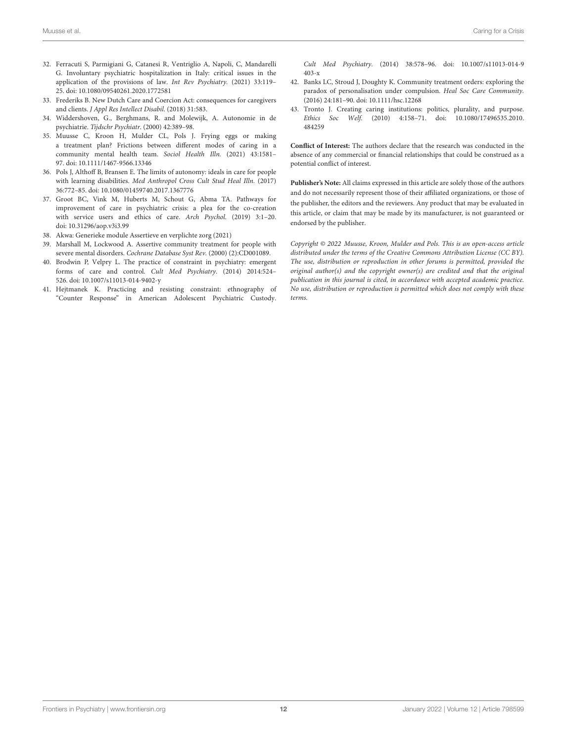32. Ferracuti S, Parmigiani G, Catanesi R, Ventriglio A, Napoli, C, Mandarelli G. Involuntary psychiatric hospitalization in Italy: critical issues in the application of the provisions of law. *Int Rev Psychiatry*. (2021) 33:119–25. doi: 10.1080/09540261.2020.1772581
33. Frederiks B. New Dutch Care and Coercion Act: consequences for caregivers and clients. *J Appl Res Intellect Disabil*. (2018) 31:583.
34. Widdershoven, G., Berghmans, R. and Molewijk, A. Autonomie in de psychiatrie. *Tijdschr Psychiatr*. (2000) 42:389–98.
35. Muusse C, Kroon H, Mulder CL, Pols J. Frying eggs or making a treatment plan? Frictions between different modes of caring in a community mental health team. *Sociol Health Illn.* (2021) 43:1581–97. doi: 10.1111/1467-9566.13346
36. Pols J, Althoff B, Bransen E. The limits of autonomy: ideals in care for people with learning disabilities. *Med Anthropol Cross Cult Stud Heal Illn*. (2017) 36:772–85. doi: 10.1080/01459740.2017.1367776
37. Groot BC, Vink M, Huberts M, Schout G, Abma TA. Pathways for improvement of care in psychiatric crisis: a plea for the co-creation with service users and ethics of care. *Arch Psychol.* (2019) 3:1–20. doi: 10.31296/aop.v3i3.99
38. Akwa: Generieke module Assertieve en verplichte zorg (2021)
39. Marshall M, Lockwood A. Assertive community treatment for people with severe mental disorders. *Cochrane Database Syst Rev.* (2000) (2):CD001089.
40. Brodwin P, Velpry L. The practice of constraint in psychiatry: emergent forms of care and control. *Cult Med Psychiatry*. (2014) 2014:524–526. doi: 10.1007/s11013-014-9402-y
41. Hejtmanek K. Practicing and resisting constraint: ethnography of "Counter Response" in American Adolescent Psychiatric Custody. *Cult Med Psychiatry*. (2014) 38:578–96. doi: 10.1007/s11013-014-9403-x
42. Banks LC, Stroud J, Doughty K. Community treatment orders: exploring the paradox of personalisation under compulsion. *Heal Soc Care Community.* (2016) 24:181–90. doi: 10.1111/hsc.12268
43. Tronto J. Creating caring institutions: politics, plurality, and purpose. *Ethics Soc Welf.* (2010) 4:158–71. doi: 10.1080/17496535.2010.484259

**Conflict of Interest:** The authors declare that the research was conducted in the absence of any commercial or financial relationships that could be construed as a potential conflict of interest.

**Publisher's Note:** All claims expressed in this article are solely those of the authors and do not necessarily represent those of their affiliated organizations, or those of the publisher, the editors and the reviewers. Any product that may be evaluated in this article, or claim that may be made by its manufacturer, is not guaranteed or endorsed by the publisher.

*Copyright © 2022 Muusse, Kroon, Mulder and Pols. This is an open-access article distributed under the terms of the Creative Commons Attribution License (CC BY). The use, distribution or reproduction in other forums is permitted, provided the original author(s) and the copyright owner(s) are credited and that the original publication in this journal is cited, in accordance with accepted academic practice. No use, distribution or reproduction is permitted which does not comply with these terms.*